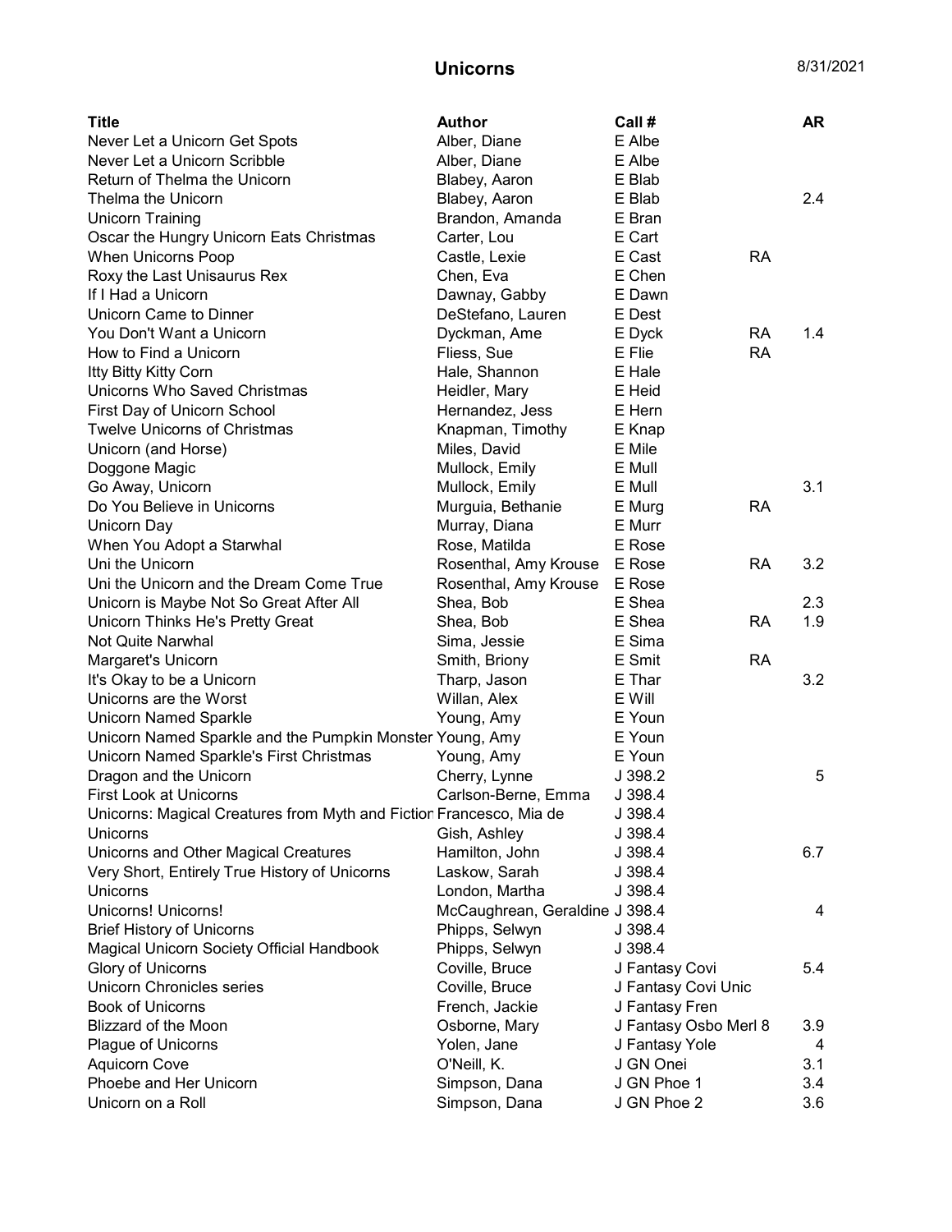# Unicorns

8/31/2021

| Title | Author | Call # | | AR |
|---|---|---|---|---|
| Never Let a Unicorn Get Spots | Alber, Diane | E Albe | | |
| Never Let a Unicorn Scribble | Alber, Diane | E Albe | | |
| Return of Thelma the Unicorn | Blabey, Aaron | E Blab | | |
| Thelma the Unicorn | Blabey, Aaron | E Blab | | 2.4 |
| Unicorn Training | Brandon, Amanda | E Bran | | |
| Oscar the Hungry Unicorn Eats Christmas | Carter, Lou | E Cart | | |
| When Unicorns Poop | Castle, Lexie | E Cast | RA | |
| Roxy the Last Unisaurus Rex | Chen, Eva | E Chen | | |
| If I Had a Unicorn | Dawnay, Gabby | E Dawn | | |
| Unicorn Came to Dinner | DeStefano, Lauren | E Dest | | |
| You Don't Want a Unicorn | Dyckman, Ame | E Dyck | RA | 1.4 |
| How to Find a Unicorn | Fliess, Sue | E Flie | RA | |
| Itty Bitty Kitty Corn | Hale, Shannon | E Hale | | |
| Unicorns Who Saved Christmas | Heidler, Mary | E Heid | | |
| First Day of Unicorn School | Hernandez, Jess | E Hern | | |
| Twelve Unicorns of Christmas | Knapman, Timothy | E Knap | | |
| Unicorn (and Horse) | Miles, David | E Mile | | |
| Doggone Magic | Mullock, Emily | E Mull | | |
| Go Away, Unicorn | Mullock, Emily | E Mull | | 3.1 |
| Do You Believe in Unicorns | Murguia, Bethanie | E Murg | RA | |
| Unicorn Day | Murray, Diana | E Murr | | |
| When You Adopt a Starwhal | Rose, Matilda | E Rose | | |
| Uni the Unicorn | Rosenthal, Amy Krouse | E Rose | RA | 3.2 |
| Uni the Unicorn and the Dream Come True | Rosenthal, Amy Krouse | E Rose | | |
| Unicorn is Maybe Not So Great After All | Shea, Bob | E Shea | | 2.3 |
| Unicorn Thinks He's Pretty Great | Shea, Bob | E Shea | RA | 1.9 |
| Not Quite Narwhal | Sima, Jessie | E Sima | | |
| Margaret's Unicorn | Smith, Briony | E Smit | RA | |
| It's Okay to be a Unicorn | Tharp, Jason | E Thar | | 3.2 |
| Unicorns are the Worst | Willan, Alex | E Will | | |
| Unicorn Named Sparkle | Young, Amy | E Youn | | |
| Unicorn Named Sparkle and the Pumpkin Monster | Young, Amy | E Youn | | |
| Unicorn Named Sparkle's First Christmas | Young, Amy | E Youn | | |
| Dragon and the Unicorn | Cherry, Lynne | J 398.2 | | 5 |
| First Look at Unicorns | Carlson-Berne, Emma | J 398.4 | | |
| Unicorns: Magical Creatures from Myth and Fiction | Francesco, Mia de | J 398.4 | | |
| Unicorns | Gish, Ashley | J 398.4 | | |
| Unicorns and Other Magical Creatures | Hamilton, John | J 398.4 | | 6.7 |
| Very Short, Entirely True History of Unicorns | Laskow, Sarah | J 398.4 | | |
| Unicorns | London, Martha | J 398.4 | | |
| Unicorns! Unicorns! | McCaughrean, Geraldine | J 398.4 | | 4 |
| Brief History of Unicorns | Phipps, Selwyn | J 398.4 | | |
| Magical Unicorn Society Official Handbook | Phipps, Selwyn | J 398.4 | | |
| Glory of Unicorns | Coville, Bruce | J Fantasy Covi | | 5.4 |
| Unicorn Chronicles series | Coville, Bruce | J Fantasy Covi Unic | | |
| Book of Unicorns | French, Jackie | J Fantasy Fren | | |
| Blizzard of the Moon | Osborne, Mary | J Fantasy Osbo Merl 8 | | 3.9 |
| Plague of Unicorns | Yolen, Jane | J Fantasy Yole | | 4 |
| Aquicorn Cove | O'Neill, K. | J GN Onei | | 3.1 |
| Phoebe and Her Unicorn | Simpson, Dana | J GN Phoe 1 | | 3.4 |
| Unicorn on a Roll | Simpson, Dana | J GN Phoe 2 | | 3.6 |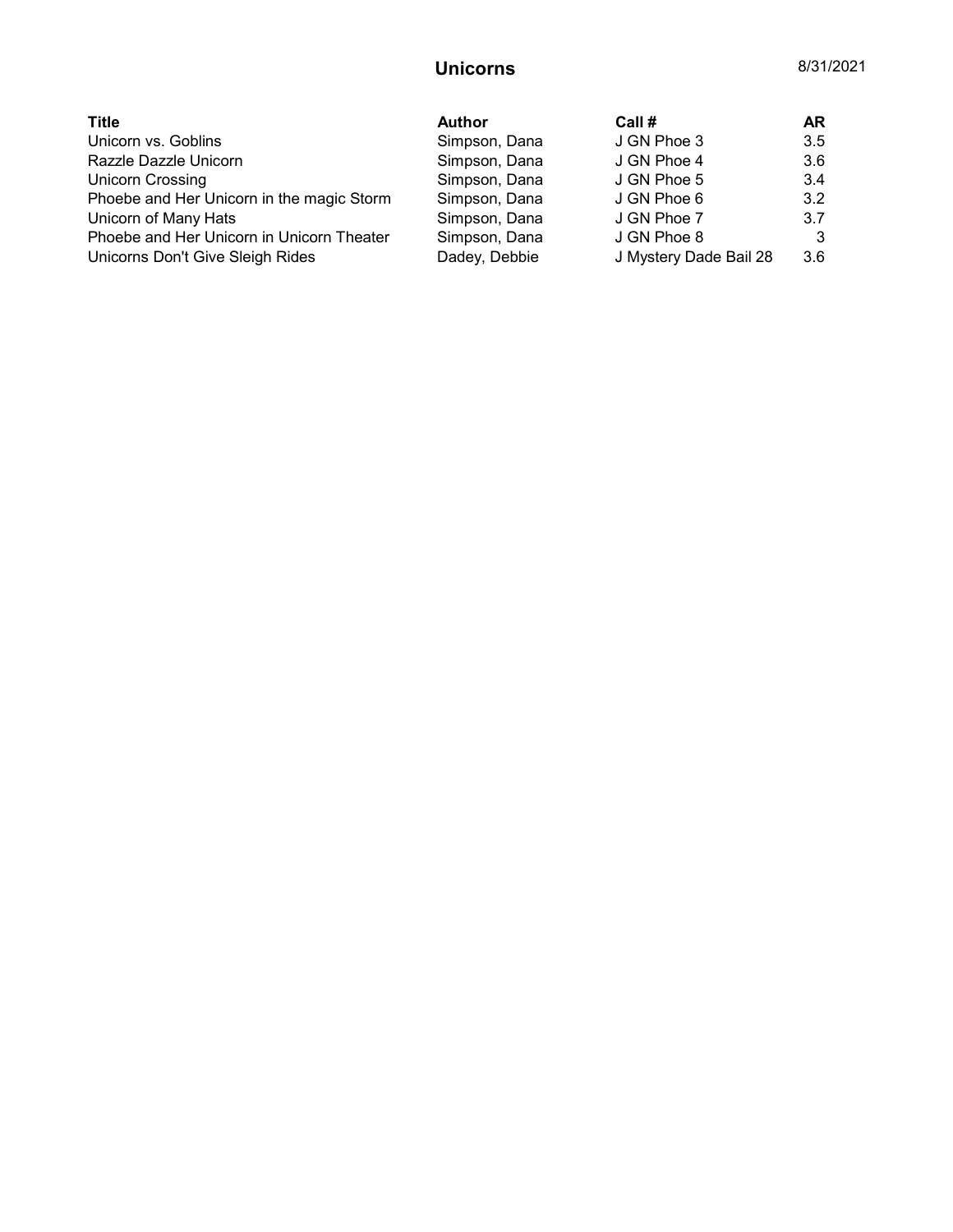# Unicorns

8/31/2021

| Title | Author | Call # | AR |
|---|---|---|---|
| Unicorn vs. Goblins | Simpson, Dana | J GN Phoe 3 | 3.5 |
| Razzle Dazzle Unicorn | Simpson, Dana | J GN Phoe 4 | 3.6 |
| Unicorn Crossing | Simpson, Dana | J GN Phoe 5 | 3.4 |
| Phoebe and Her Unicorn in the magic Storm | Simpson, Dana | J GN Phoe 6 | 3.2 |
| Unicorn of Many Hats | Simpson, Dana | J GN Phoe 7 | 3.7 |
| Phoebe and Her Unicorn in Unicorn Theater | Simpson, Dana | J GN Phoe 8 | 3 |
| Unicorns Don't Give Sleigh Rides | Dadey, Debbie | J Mystery Dade Bail 28 | 3.6 |